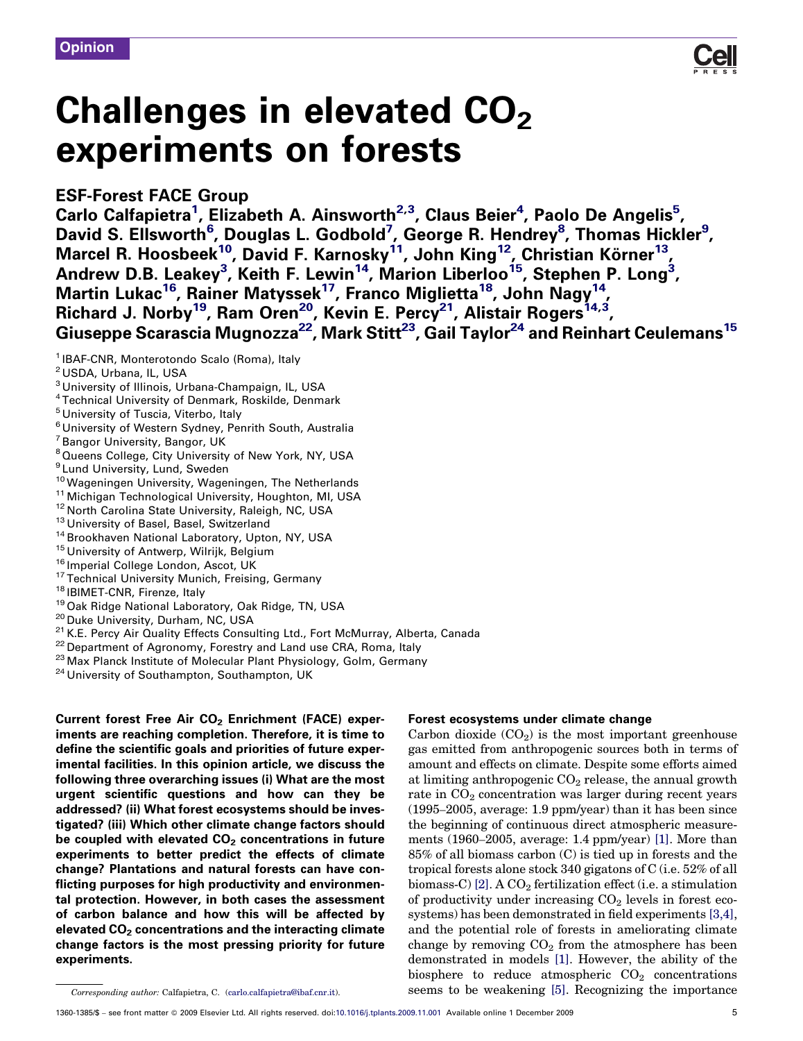Opinion

# Challenges in elevated $CO_2$ experiments on forests

## ESF-Forest FACE Group

**Carlo Calfapietra[1], Elizabeth A. Ainsworth[2,3], Claus Beier[4], Paolo De Angelis[5], David S. Ellsworth[6], Douglas L. Godbold[7], George R. Hendrey[8], Thomas Hickler[9], Marcel R. Hoosbeek[10], David F. Karnosky[11], John King[12], Christian Körner[13], Andrew D.B. Leakey[3], Keith F. Lewin[14], Marion Liberloo[15], Stephen P. Long[3], Martin Lukac[16], Rainer Matyssek[17], Franco Miglietta[18], John Nagy[14], Richard J. Norby[19], Ram Oren[20], Kevin E. Percy[21], Alistair Rogers[14,3], Giuseppe Scarascia Mugnozza[22], Mark Stitt[23], Gail Taylor[24] and Reinhart Ceulemans[15]**

[1] IBAF-CNR, Monterotondo Scalo (Roma), Italy
[2] USDA, Urbana, IL, USA
[3] University of Illinois, Urbana-Champaign, IL, USA
[4] Technical University of Denmark, Roskilde, Denmark
[5] University of Tuscia, Viterbo, Italy
[6] University of Western Sydney, Penrith South, Australia
[7] Bangor University, Bangor, UK
[8] Queens College, City University of New York, NY, USA
[9] Lund University, Lund, Sweden
[10] Wageningen University, Wageningen, The Netherlands
[11] Michigan Technological University, Houghton, MI, USA
[12] North Carolina State University, Raleigh, NC, USA
[13] University of Basel, Basel, Switzerland
[14] Brookhaven National Laboratory, Upton, NY, USA
[15] University of Antwerp, Wilrijk, Belgium
[16] Imperial College London, Ascot, UK
[17] Technical University Munich, Freising, Germany
[18] IBIMET-CNR, Firenze, Italy
[19] Oak Ridge National Laboratory, Oak Ridge, TN, USA
[20] Duke University, Durham, NC, USA
[21] K.E. Percy Air Quality Effects Consulting Ltd., Fort McMurray, Alberta, Canada
[22] Department of Agronomy, Forestry and Land use CRA, Roma, Italy
[23] Max Planck Institute of Molecular Plant Physiology, Golm, Germany
[24] University of Southampton, Southampton, UK

**Current forest Free Air $CO_2$ Enrichment (FACE) experiments are reaching completion. Therefore, it is time to define the scientific goals and priorities of future experimental facilities. In this opinion article, we discuss the following three overarching issues (i) What are the most urgent scientific questions and how can they be addressed? (ii) What forest ecosystems should be investigated? (iii) Which other climate change factors should be coupled with elevated $CO_2$ concentrations in future experiments to better predict the effects of climate change? Plantations and natural forests can have conflicting purposes for high productivity and environmental protection. However, in both cases the assessment of carbon balance and how this will be affected by elevated $CO_2$ concentrations and the interacting climate change factors is the most pressing priority for future experiments.**

*Corresponding author:* Calfapietra, C. (carlo.calfapietra@ibaf.cnr.it).

### Forest ecosystems under climate change

Carbon dioxide ($CO_2$) is the most important greenhouse gas emitted from anthropogenic sources both in terms of amount and effects on climate. Despite some efforts aimed at limiting anthropogenic $CO_2$ release, the annual growth rate in $CO_2$ concentration was larger during recent years (1995–2005, average: 1.9 ppm/year) than it has been since the beginning of continuous direct atmospheric measurements (1960–2005, average: 1.4 ppm/year) [1]. More than 85% of all biomass carbon (C) is tied up in forests and the tropical forests alone stock 340 gigatons of C (i.e. 52% of all biomass-C) [2]. A $CO_2$ fertilization effect (i.e. a stimulation of productivity under increasing $CO_2$ levels in forest ecosystems) has been demonstrated in field experiments [3,4], and the potential role of forests in ameliorating climate change by removing $CO_2$ from the atmosphere has been demonstrated in models [1]. However, the ability of the biosphere to reduce atmospheric $CO_2$ concentrations seems to be weakening [5]. Recognizing the importance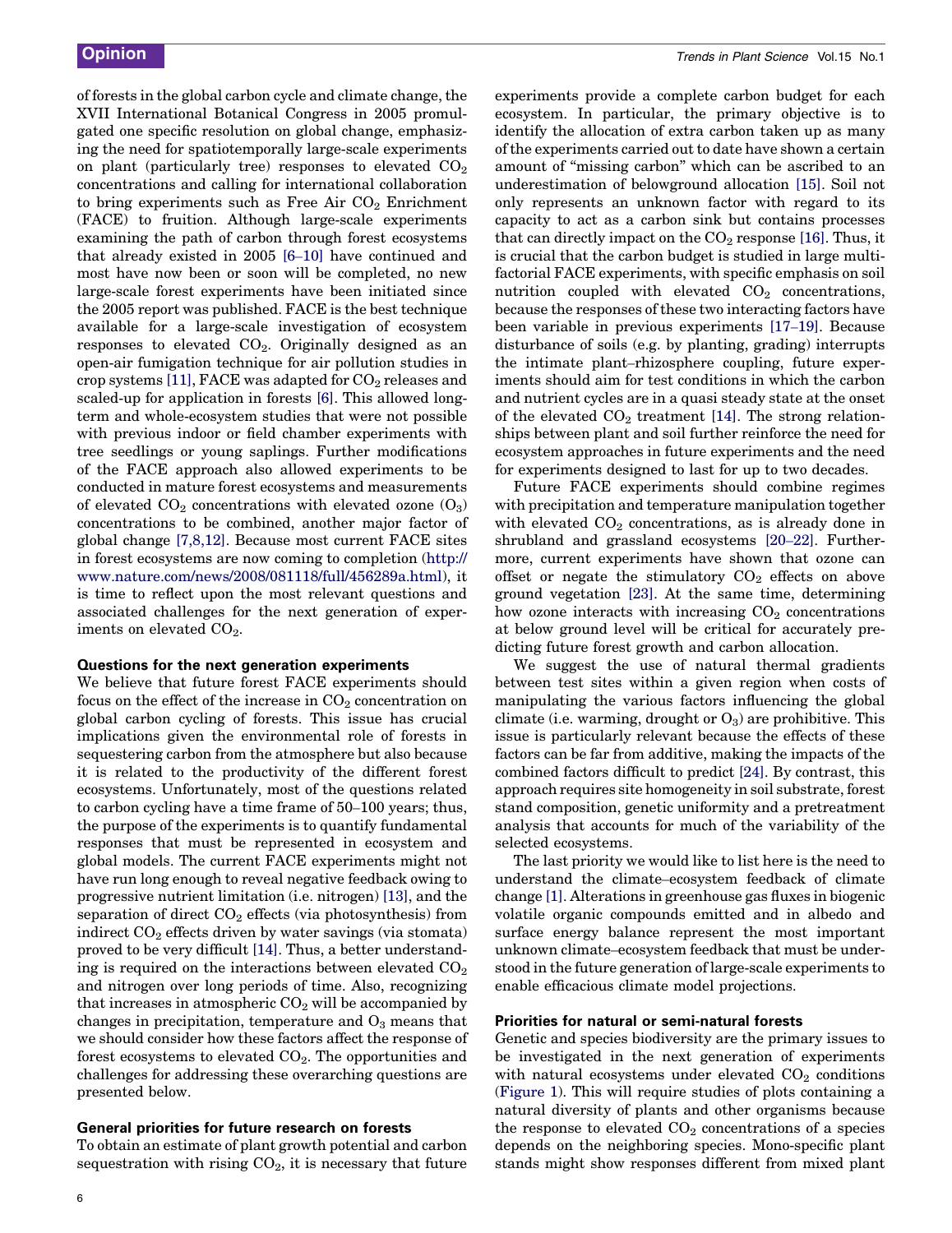of forests in the global carbon cycle and climate change, the XVII International Botanical Congress in 2005 promulgated one specific resolution on global change, emphasizing the need for spatiotemporally large-scale experiments on plant (particularly tree) responses to elevated $CO_2$ concentrations and calling for international collaboration to bring experiments such as Free Air $CO_2$ Enrichment (FACE) to fruition. Although large-scale experiments examining the path of carbon through forest ecosystems that already existed in 2005 [6–10] have continued and most have now been or soon will be completed, no new large-scale forest experiments have been initiated since the 2005 report was published. FACE is the best technique available for a large-scale investigation of ecosystem responses to elevated $CO_2$. Originally designed as an open-air fumigation technique for air pollution studies in crop systems [11], FACE was adapted for $CO_2$ releases and scaled-up for application in forests [6]. This allowed long-term and whole-ecosystem studies that were not possible with previous indoor or field chamber experiments with tree seedlings or young saplings. Further modifications of the FACE approach also allowed experiments to be conducted in mature forest ecosystems and measurements of elevated $CO_2$ concentrations with elevated ozone ($O_3$) concentrations to be combined, another major factor of global change [7,8,12]. Because most current FACE sites in forest ecosystems are now coming to completion (http://www.nature.com/news/2008/081118/full/456289a.html), it is time to reflect upon the most relevant questions and associated challenges for the next generation of experiments on elevated $CO_2$.

## Questions for the next generation experiments

We believe that future forest FACE experiments should focus on the effect of the increase in $CO_2$ concentration on global carbon cycling of forests. This issue has crucial implications given the environmental role of forests in sequestering carbon from the atmosphere but also because it is related to the productivity of the different forest ecosystems. Unfortunately, most of the questions related to carbon cycling have a time frame of 50–100 years; thus, the purpose of the experiments is to quantify fundamental responses that must be represented in ecosystem and global models. The current FACE experiments might not have run long enough to reveal negative feedback owing to progressive nutrient limitation (i.e. nitrogen) [13], and the separation of direct $CO_2$ effects (via photosynthesis) from indirect $CO_2$ effects driven by water savings (via stomata) proved to be very difficult [14]. Thus, a better understanding is required on the interactions between elevated $CO_2$ and nitrogen over long periods of time. Also, recognizing that increases in atmospheric $CO_2$ will be accompanied by changes in precipitation, temperature and $O_3$ means that we should consider how these factors affect the response of forest ecosystems to elevated $CO_2$. The opportunities and challenges for addressing these overarching questions are presented below.

## General priorities for future research on forests

To obtain an estimate of plant growth potential and carbon sequestration with rising $CO_2$, it is necessary that future experiments provide a complete carbon budget for each ecosystem. In particular, the primary objective is to identify the allocation of extra carbon taken up as many of the experiments carried out to date have shown a certain amount of "missing carbon" which can be ascribed to an underestimation of belowground allocation [15]. Soil not only represents an unknown factor with regard to its capacity to act as a carbon sink but contains processes that can directly impact on the $CO_2$ response [16]. Thus, it is crucial that the carbon budget is studied in large multifactorial FACE experiments, with specific emphasis on soil nutrition coupled with elevated $CO_2$ concentrations, because the responses of these two interacting factors have been variable in previous experiments [17–19]. Because disturbance of soils (e.g. by planting, grading) interrupts the intimate plant–rhizosphere coupling, future experiments should aim for test conditions in which the carbon and nutrient cycles are in a quasi steady state at the onset of the elevated $CO_2$ treatment [14]. The strong relationships between plant and soil further reinforce the need for ecosystem approaches in future experiments and the need for experiments designed to last for up to two decades.

Future FACE experiments should combine regimes with precipitation and temperature manipulation together with elevated $CO_2$ concentrations, as is already done in shrubland and grassland ecosystems [20–22]. Furthermore, current experiments have shown that ozone can offset or negate the stimulatory $CO_2$ effects on above ground vegetation [23]. At the same time, determining how ozone interacts with increasing $CO_2$ concentrations at below ground level will be critical for accurately predicting future forest growth and carbon allocation.

We suggest the use of natural thermal gradients between test sites within a given region when costs of manipulating the various factors influencing the global climate (i.e. warming, drought or $O_3$) are prohibitive. This issue is particularly relevant because the effects of these factors can be far from additive, making the impacts of the combined factors difficult to predict [24]. By contrast, this approach requires site homogeneity in soil substrate, forest stand composition, genetic uniformity and a pretreatment analysis that accounts for much of the variability of the selected ecosystems.

The last priority we would like to list here is the need to understand the climate–ecosystem feedback of climate change [1]. Alterations in greenhouse gas fluxes in biogenic volatile organic compounds emitted and in albedo and surface energy balance represent the most important unknown climate–ecosystem feedback that must be understood in the future generation of large-scale experiments to enable efficacious climate model projections.

## Priorities for natural or semi-natural forests

Genetic and species biodiversity are the primary issues to be investigated in the next generation of experiments with natural ecosystems under elevated $CO_2$ conditions (Figure 1). This will require studies of plots containing a natural diversity of plants and other organisms because the response to elevated $CO_2$ concentrations of a species depends on the neighboring species. Mono-specific plant stands might show responses different from mixed plant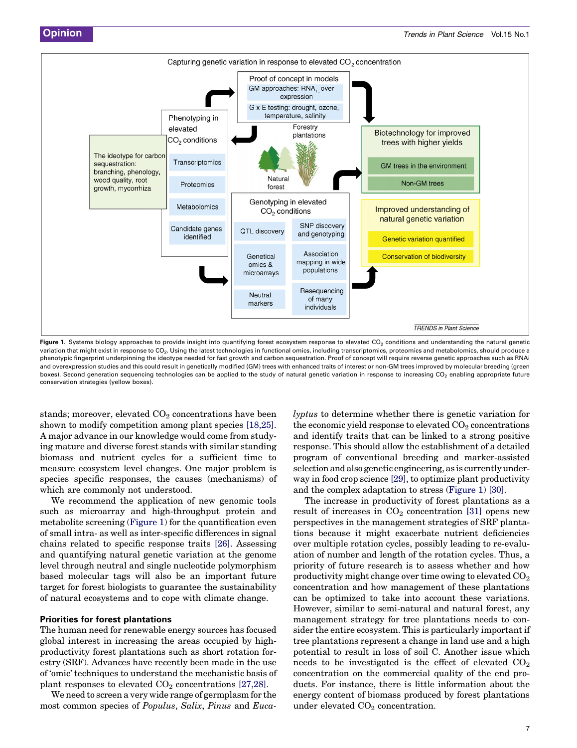Figure 1. Systems biology approaches to provide insight into quantifying forest ecosystem response to elevated $CO_2$ conditions and understanding the natural genetic variation that might exist in response to $CO_2$. Using the latest technologies in functional omics, including transcriptomics, proteomics and metabolomics, should produce a phenotypic fingerprint underpinning the ideotype needed for fast growth and carbon sequestration. Proof of concept will require reverse genetic approaches such as RNAi and overexpression studies and this could result in genetically modified (GM) trees with enhanced traits of interest or non-GM trees improved by molecular breeding (green boxes). Second generation sequencing technologies can be applied to the study of natural genetic variation in response to increasing $CO_2$ enabling appropriate future conservation strategies (yellow boxes).

stands; moreover, elevated $CO_2$ concentrations have been shown to modify competition among plant species [18,25]. A major advance in our knowledge would come from studying mature and diverse forest stands with similar standing biomass and nutrient cycles for a sufficient time to measure ecosystem level changes. One major problem is species specific responses, the causes (mechanisms) of which are commonly not understood.

We recommend the application of new genomic tools such as microarray and high-throughput protein and metabolite screening (Figure 1) for the quantification even of small intra- as well as inter-specific differences in signal chains related to specific response traits [26]. Assessing and quantifying natural genetic variation at the genome level through neutral and single nucleotide polymorphism based molecular tags will also be an important future target for forest biologists to guarantee the sustainability of natural ecosystems and to cope with climate change.

## Priorities for forest plantations

The human need for renewable energy sources has focused global interest in increasing the areas occupied by high-productivity forest plantations such as short rotation forestry (SRF). Advances have recently been made in the use of 'omic' techniques to understand the mechanistic basis of plant responses to elevated $CO_2$ concentrations [27,28].

We need to screen a very wide range of germplasm for the most common species of *Populus*, *Salix*, *Pinus* and *Eucalyptus* to determine whether there is genetic variation for the economic yield response to elevated $CO_2$ concentrations and identify traits that can be linked to a strong positive response. This should allow the establishment of a detailed program of conventional breeding and marker-assisted selection and also genetic engineering, as is currently underway in food crop science [29], to optimize plant productivity and the complex adaptation to stress (Figure 1) [30].

The increase in productivity of forest plantations as a result of increases in $CO_2$ concentration [31] opens new perspectives in the management strategies of SRF plantations because it might exacerbate nutrient deficiencies over multiple rotation cycles, possibly leading to re-evaluation of number and length of the rotation cycles. Thus, a priority of future research is to assess whether and how productivity might change over time owing to elevated $CO_2$ concentration and how management of these plantations can be optimized to take into account these variations. However, similar to semi-natural and natural forest, any management strategy for tree plantations needs to consider the entire ecosystem. This is particularly important if tree plantations represent a change in land use and a high potential to result in loss of soil C. Another issue which needs to be investigated is the effect of elevated $CO_2$ concentration on the commercial quality of the end products. For instance, there is little information about the energy content of biomass produced by forest plantations under elevated $CO_2$ concentration.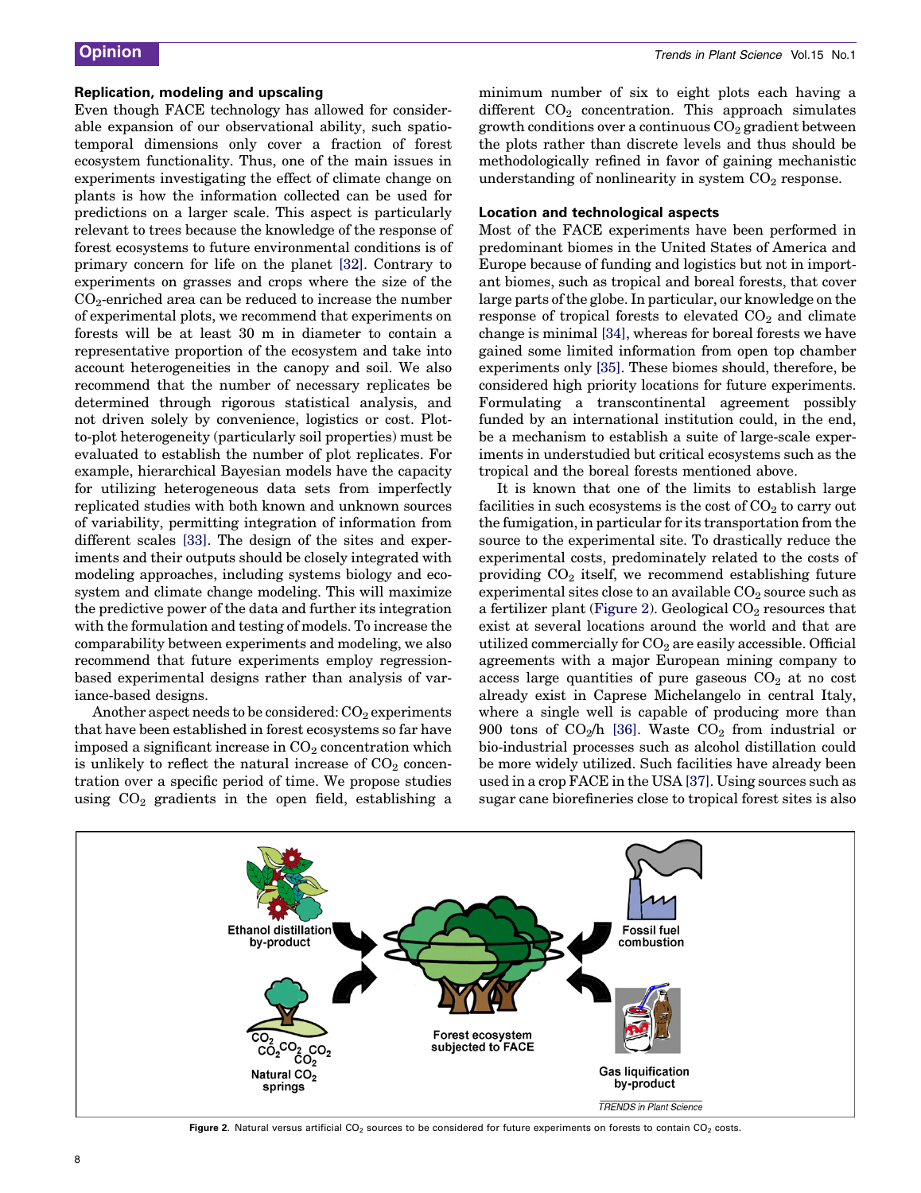### Replication, modeling and upscaling

Even though FACE technology has allowed for considerable expansion of our observational ability, such spatio-temporal dimensions only cover a fraction of forest ecosystem functionality. Thus, one of the main issues in experiments investigating the effect of climate change on plants is how the information collected can be used for predictions on a larger scale. This aspect is particularly relevant to trees because the knowledge of the response of forest ecosystems to future environmental conditions is of primary concern for life on the planet [32]. Contrary to experiments on grasses and crops where the size of the $CO_2$-enriched area can be reduced to increase the number of experimental plots, we recommend that experiments on forests will be at least 30 m in diameter to contain a representative proportion of the ecosystem and take into account heterogeneities in the canopy and soil. We also recommend that the number of necessary replicates be determined through rigorous statistical analysis, and not driven solely by convenience, logistics or cost. Plot-to-plot heterogeneity (particularly soil properties) must be evaluated to establish the number of plot replicates. For example, hierarchical Bayesian models have the capacity for utilizing heterogeneous data sets from imperfectly replicated studies with both known and unknown sources of variability, permitting integration of information from different scales [33]. The design of the sites and experiments and their outputs should be closely integrated with modeling approaches, including systems biology and ecosystem and climate change modeling. This will maximize the predictive power of the data and further its integration with the formulation and testing of models. To increase the comparability between experiments and modeling, we also recommend that future experiments employ regression-based experimental designs rather than analysis of variance-based designs.

Another aspect needs to be considered: $CO_2$ experiments that have been established in forest ecosystems so far have imposed a significant increase in $CO_2$ concentration which is unlikely to reflect the natural increase of $CO_2$ concentration over a specific period of time. We propose studies using $CO_2$ gradients in the open field, establishing a minimum number of six to eight plots each having a different $CO_2$ concentration. This approach simulates growth conditions over a continuous $CO_2$ gradient between the plots rather than discrete levels and thus should be methodologically refined in favor of gaining mechanistic understanding of nonlinearity in system $CO_2$ response.

### Location and technological aspects

Most of the FACE experiments have been performed in predominant biomes in the United States of America and Europe because of funding and logistics but not in important biomes, such as tropical and boreal forests, that cover large parts of the globe. In particular, our knowledge on the response of tropical forests to elevated $CO_2$ and climate change is minimal [34], whereas for boreal forests we have gained some limited information from open top chamber experiments only [35]. These biomes should, therefore, be considered high priority locations for future experiments. Formulating a transcontinental agreement possibly funded by an international institution could, in the end, be a mechanism to establish a suite of large-scale experiments in understudied but critical ecosystems such as the tropical and the boreal forests mentioned above.

It is known that one of the limits to establish large facilities in such ecosystems is the cost of $CO_2$ to carry out the fumigation, in particular for its transportation from the source to the experimental site. To drastically reduce the experimental costs, predominately related to the costs of providing $CO_2$ itself, we recommend establishing future experimental sites close to an available $CO_2$ source such as a fertilizer plant (Figure 2). Geological $CO_2$ resources that exist at several locations around the world and that are utilized commercially for $CO_2$ are easily accessible. Official agreements with a major European mining company to access large quantities of pure gaseous $CO_2$ at no cost already exist in Caprese Michelangelo in central Italy, where a single well is capable of producing more than 900 tons of $CO_2$/h [36]. Waste $CO_2$ from industrial or bio-industrial processes such as alcohol distillation could be more widely utilized. Such facilities have already been used in a crop FACE in the USA [37]. Using sources such as sugar cane biorefineries close to tropical forest sites is also

**Figure 2.** Natural versus artificial $CO_2$ sources to be considered for future experiments on forests to contain $CO_2$ costs.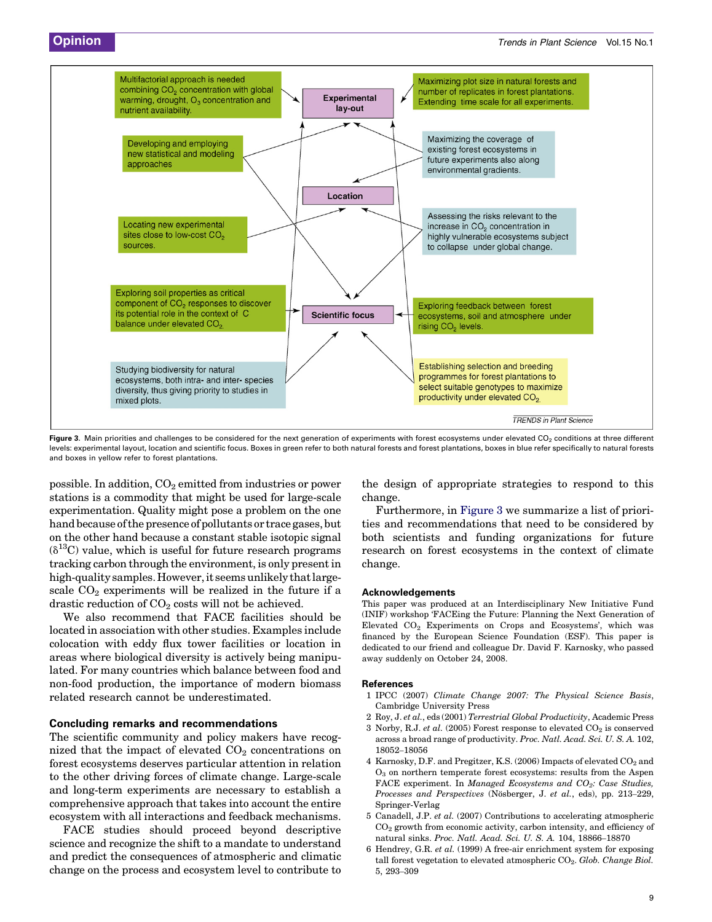Multifactorial approach is needed combining $CO_2$ concentration with global warming, drought, $O_3$ concentration and nutrient availability.

Maximizing plot size in natural forests and number of replicates in forest plantations. Extending time scale for all experiments.

**Experimental lay-out**

Developing and employing new statistical and modeling approaches

Maximizing the coverage of existing forest ecosystems in future experiments also along environmental gradients.

**Location**

Locating new experimental sites close to low-cost $CO_2$ sources.

Assessing the risks relevant to the increase in $CO_2$ concentration in highly vulnerable ecosystems subject to collapse under global change.

Exploring soil properties as critical component of $CO_2$ responses to discover its potential role in the C balance under elevated $CO_2$.

**Scientific focus**

Exploring feedback between forest ecosystems, soil and atmosphere under rising $CO_2$ levels.

Studying biodiversity for natural ecosystems, both intra- and inter- species diversity, thus giving priority to studies in mixed plots.

Establishing selection and breeding programmes for forest plantations to select suitable genotypes to maximize productivity under elevated $CO_2$.

**Figure 3.** Main priorities and challenges to be considered for the next generation of experiments with forest ecosystems under elevated $CO_2$ conditions at three different levels: experimental layout, location and scientific focus. Boxes in green refer to both natural forests and forest plantations, boxes in blue refer specifically to natural forests and boxes in yellow refer to forest plantations.

possible. In addition, $CO_2$ emitted from industries or power stations is a commodity that might be used for large-scale experimentation. Quality might pose a problem on the one hand because of the presence of pollutants or trace gases, but on the other hand because a constant stable isotopic signal ($\delta^{13}C$) value, which is useful for future research programs tracking carbon through the environment, is only present in high-quality samples. However, it seems unlikely that large-scale $CO_2$ experiments will be realized in the future if a drastic reduction of $CO_2$ costs will not be achieved.

We also recommend that FACE facilities should be located in association with other studies. Examples include colocation with eddy flux tower facilities or location in areas where biological diversity is actively being manipulated. For many countries which balance between food and non-food production, the importance of modern biomass related research cannot be underestimated.

## Concluding remarks and recommendations

The scientific community and policy makers have recognized that the impact of elevated $CO_2$ concentrations on forest ecosystems deserves particular attention in relation to the other driving forces of climate change. Large-scale and long-term experiments are necessary to establish a comprehensive approach that takes into account the entire ecosystem with all interactions and feedback mechanisms.

FACE studies should proceed beyond descriptive science and recognize the shift to a mandate to understand and predict the consequences of atmospheric and climatic change on the process and ecosystem level to contribute to the design of appropriate strategies to respond to this change.

Furthermore, in Figure 3 we summarize a list of priorities and recommendations that need to be considered by both scientists and funding organizations for future research on forest ecosystems in the context of climate change.

## Acknowledgements

This paper was produced at an Interdisciplinary New Initiative Fund (INIF) workshop 'FACEing the Future: Planning the Next Generation of Elevated $CO_2$ Experiments on Crops and Ecosystems', which was financed by the European Science Foundation (ESF). This paper is dedicated to our friend and colleague Dr. David F. Karnosky, who passed away suddenly on October 24, 2008.

## References

1 IPCC (2007) *Climate Change 2007: The Physical Science Basis*, Cambridge University Press
2 Roy, J. *et al.*, eds (2001) *Terrestrial Global Productivity*, Academic Press
3 Norby, R.J. *et al.* (2005) Forest response to elevated $CO_2$ is conserved across a broad range of productivity. *Proc. Natl. Acad. Sci. U. S. A.* 102, 18052–18056
4 Karnosky, D.F. and Pregitzer, K.S. (2006) Impacts of elevated $CO_2$ and $O_3$ on northern temperate forest ecosystems: results from the Aspen FACE experiment. In *Managed Ecosystems and $CO_2$: Case Studies, Processes and Perspectives* (Nösberger, J. *et al.*, eds), pp. 213–229, Springer-Verlag
5 Canadell, J.P. *et al.* (2007) Contributions to accelerating atmospheric $CO_2$ growth from economic activity, carbon intensity, and efficiency of natural sinks. *Proc. Natl. Acad. Sci. U. S. A.* 104, 18866–18870
6 Hendrey, G.R. *et al.* (1999) A free-air enrichment system for exposing tall forest vegetation to elevated atmospheric $CO_2$. *Glob. Change Biol.* 5, 293–309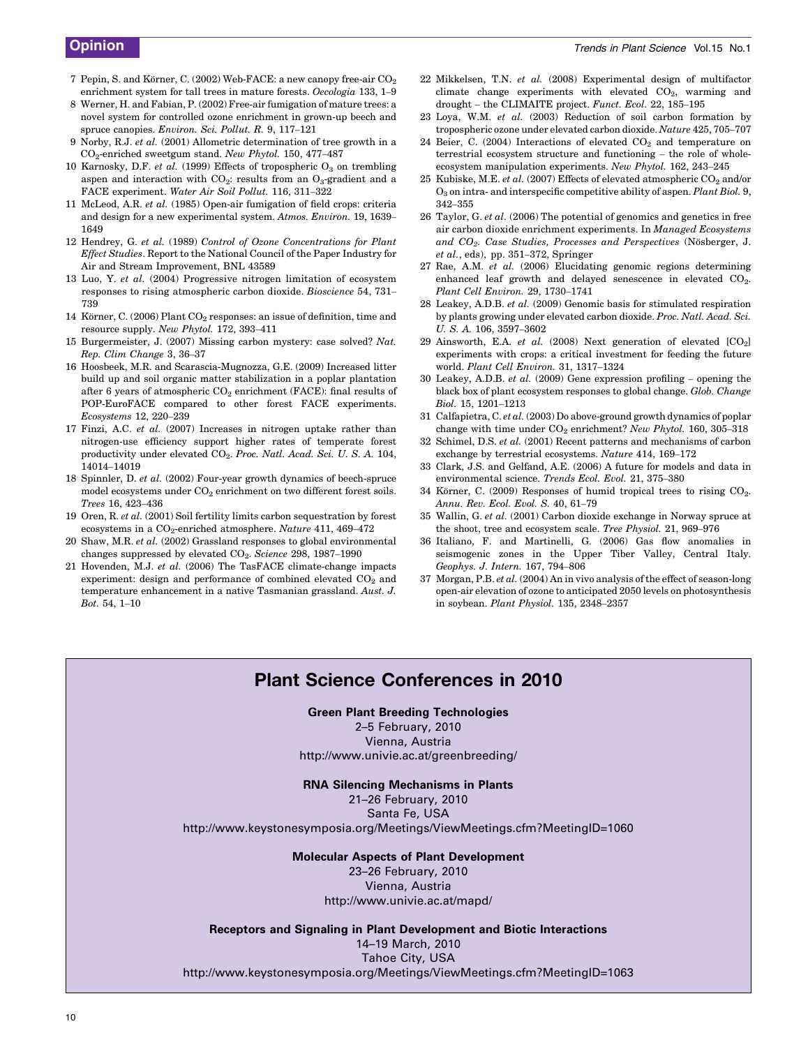7 Pepin, S. and Körner, C. (2002) Web-FACE: a new canopy free-air $CO_2$ enrichment system for tall trees in mature forests. *Oecologia* 133, 1–9

8 Werner, H. and Fabian, P. (2002) Free-air fumigation of mature trees: a novel system for controlled ozone enrichment in grown-up beech and spruce canopies. *Environ. Sci. Pollut. R.* 9, 117–121

9 Norby, R.J. *et al.* (2001) Allometric determination of tree growth in a $CO_2$-enriched sweetgum stand. *New Phytol.* 150, 477–487

10 Karnosky, D.F. *et al.* (1999) Effects of tropospheric $O_3$ on trembling aspen and interaction with $CO_2$: results from an $O_3$-gradient and a FACE experiment. *Water Air Soil Pollut.* 116, 311–322

11 McLeod, A.R. *et al.* (1985) Open-air fumigation of field crops: criteria and design for a new experimental system. *Atmos. Environ.* 19, 1639–1649

12 Hendrey, G. *et al.* (1989) *Control of Ozone Concentrations for Plant Effect Studies*. Report to the National Council of the Paper Industry for Air and Stream Improvement, BNL 43589

13 Luo, Y. *et al.* (2004) Progressive nitrogen limitation of ecosystem responses to rising atmospheric carbon dioxide. *Bioscience* 54, 731–739

14 Körner, C. (2006) Plant $CO_2$ responses: an issue of definition, time and resource supply. *New Phytol.* 172, 393–411

15 Burgermeister, J. (2007) Missing carbon mystery: case solved? *Nat. Rep. Clim Change* 3, 36–37

16 Hoosbeek, M.R. and Scarascia-Mugnozza, G.E. (2009) Increased litter build up and soil organic matter stabilization in a poplar plantation after 6 years of atmospheric $CO_2$ enrichment (FACE): final results of POP-EuroFACE compared to other forest FACE experiments. *Ecosystems* 12, 220–239

17 Finzi, A.C. *et al.* (2007) Increases in nitrogen uptake rather than nitrogen-use efficiency support higher rates of temperate forest productivity under elevated $CO_2$. *Proc. Natl. Acad. Sci. U. S. A.* 104, 14014–14019

18 Spinnler, D. *et al.* (2002) Four-year growth dynamics of beech-spruce model ecosystems under $CO_2$ enrichment on two different forest soils. *Trees* 16, 423–436

19 Oren, R. *et al.* (2001) Soil fertility limits carbon sequestration by forest ecosystems in a $CO_2$-enriched atmosphere. *Nature* 411, 469–472

20 Shaw, M.R. *et al.* (2002) Grassland responses to global environmental changes suppressed by elevated $CO_2$. *Science* 298, 1987–1990

21 Hovenden, M.J. *et al.* (2006) The TasFACE climate-change impacts experiment: design and performance of combined elevated $CO_2$ and temperature enhancement in a native Tasmanian grassland. *Aust. J. Bot.* 54, 1–10

22 Mikkelsen, T.N. *et al.* (2008) Experimental design of multifactor climate change experiments with elevated $CO_2$, warming and drought – the CLIMAITE project. *Funct. Ecol.* 22, 185–195

23 Loya, W.M. *et al.* (2003) Reduction of soil carbon formation by tropospheric ozone under elevated carbon dioxide. *Nature* 425, 705–707

24 Beier, C. (2004) Interactions of elevated $CO_2$ and temperature on terrestrial ecosystem structure and functioning – the role of whole-ecosystem manipulation experiments. *New Phytol.* 162, 243–245

25 Kubiske, M.E. *et al.* (2007) Effects of elevated atmospheric $CO_2$ and/or $O_3$ on intra- and interspecific competitive ability of aspen. *Plant Biol.* 9, 342–355

26 Taylor, G. *et al.* (2006) The potential of genomics and genetics in free air carbon dioxide enrichment experiments. In *Managed Ecosystems and $CO_2$. Case Studies, Processes and Perspectives* (Nösberger, J. *et al.*, eds), pp. 351–372, Springer

27 Rae, A.M. *et al.* (2006) Elucidating genomic regions determining enhanced leaf growth and delayed senescence in elevated $CO_2$. *Plant Cell Environ.* 29, 1730–1741

28 Leakey, A.D.B. *et al.* (2009) Genomic basis for stimulated respiration by plants growing under elevated carbon dioxide. *Proc. Natl. Acad. Sci. U. S. A.* 106, 3597–3602

29 Ainsworth, E.A. *et al.* (2008) Next generation of elevated [$CO_2$] experiments with crops: a critical investment for feeding the future world. *Plant Cell Environ.* 31, 1317–1324

30 Leakey, A.D.B. *et al.* (2009) Gene expression profiling – opening the black box of plant ecosystem responses to global change. *Glob. Change Biol.* 15, 1201–1213

31 Calfapietra, C. *et al.* (2003) Do above-ground growth dynamics of poplar change with time under $CO_2$ enrichment? *New Phytol.* 160, 305–318

32 Schimel, D.S. *et al.* (2001) Recent patterns and mechanisms of carbon exchange by terrestrial ecosystems. *Nature* 414, 169–172

33 Clark, J.S. and Gelfand, A.E. (2006) A future for models and data in environmental science. *Trends Ecol. Evol.* 21, 375–380

34 Körner, C. (2009) Responses of humid tropical trees to rising $CO_2$. *Annu. Rev. Ecol. Evol. S.* 40, 61–79

35 Wallin, G. *et al.* (2001) Carbon dioxide exchange in Norway spruce at the shoot, tree and ecosystem scale. *Tree Physiol.* 21, 969–976

36 Italiano, F. and Martinelli, G. (2006) Gas flow anomalies in seismogenic zones in the Upper Tiber Valley, Central Italy. *Geophys. J. Intern.* 167, 794–806

37 Morgan, P.B. *et al.* (2004) An in vivo analysis of the effect of season-long open-air elevation of ozone to anticipated 2050 levels on photosynthesis in soybean. *Plant Physiol.* 135, 2348–2357

## Plant Science Conferences in 2010

**Green Plant Breeding Technologies**
2–5 February, 2010
Vienna, Austria
http://www.univie.ac.at/greenbreeding/

**RNA Silencing Mechanisms in Plants**
21–26 February, 2010
Santa Fe, USA
http://www.keystonesymposia.org/Meetings/ViewMeetings.cfm?MeetingID=1060

**Molecular Aspects of Plant Development**
23–26 February, 2010
Vienna, Austria
http://www.univie.ac.at/mapd/

**Receptors and Signaling in Plant Development and Biotic Interactions**
14–19 March, 2010
Tahoe City, USA
http://www.keystonesymposia.org/Meetings/ViewMeetings.cfm?MeetingID=1063